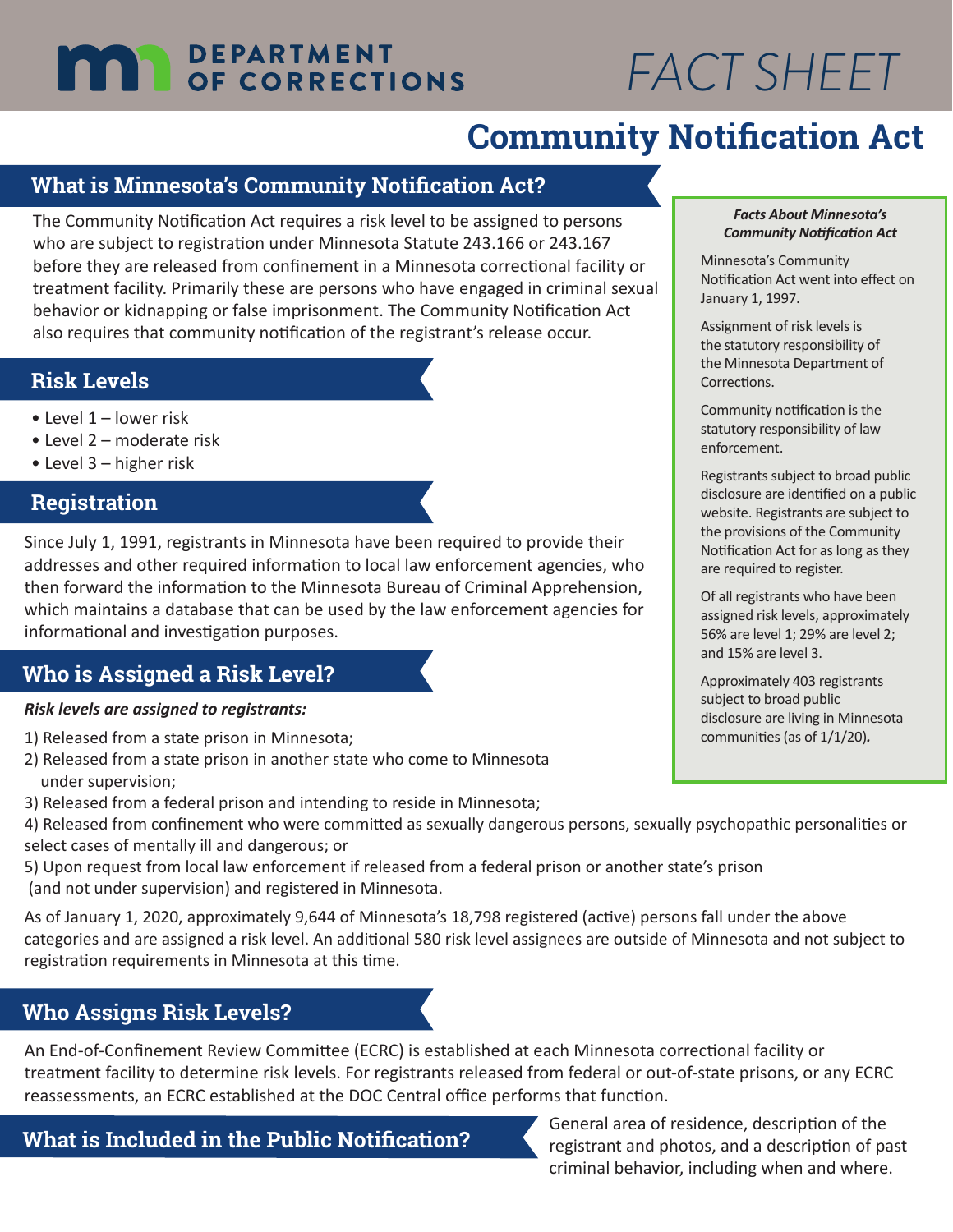# DEPARTMENT OF CORRECTIONS

# FACT SHEET

# Community Notification Act

## What is Minnesota's Community Notification Act?

The Community Notification Act requires a risk level to be assigned to persons who are subject to registration under Minnesota Statute 243.166 or 243.167 before they are released from confinement in a Minnesota correctional facility or treatment facility. Primarily these are persons who have engaged in criminal sexual behavior or kidnapping or false imprisonment. The Community Notification Act also requires that community notification of the registrant's release occur.

## Risk Levels

- Level 1 – lower risk
- Level 2 – moderate risk
- Level 3 – higher risk

## Registration

Since July 1, 1991, registrants in Minnesota have been required to provide their addresses and other required information to local law enforcement agencies, who then forward the information to the Minnesota Bureau of Criminal Apprehension, which maintains a database that can be used by the law enforcement agencies for informational and investigation purposes.

## Who is Assigned a Risk Level?

***Risk levels are assigned to registrants:***

1) Released from a state prison in Minnesota;
2) Released from a state prison in another state who come to Minnesota under supervision;
3) Released from a federal prison and intending to reside in Minnesota;
4) Released from confinement who were committed as sexually dangerous persons, sexually psychopathic personalities or select cases of mentally ill and dangerous; or
5) Upon request from local law enforcement if released from a federal prison or another state's prison (and not under supervision) and registered in Minnesota.

As of January 1, 2020, approximately 9,644 of Minnesota's 18,798 registered (active) persons fall under the above categories and are assigned a risk level. An additional 580 risk level assignees are outside of Minnesota and not subject to registration requirements in Minnesota at this time.

***Facts About Minnesota's Community Notification Act***

Minnesota's Community Notification Act went into effect on January 1, 1997.

Assignment of risk levels is the statutory responsibility of the Minnesota Department of Corrections.

Community notification is the statutory responsibility of law enforcement.

Registrants subject to broad public disclosure are identified on a public website. Registrants are subject to the provisions of the Community Notification Act for as long as they are required to register.

Of all registrants who have been assigned risk levels, approximately 56% are level 1; 29% are level 2; and 15% are level 3.

Approximately 403 registrants subject to broad public disclosure are living in Minnesota communities (as of 1/1/20).

## Who Assigns Risk Levels?

An End-of-Confinement Review Committee (ECRC) is established at each Minnesota correctional facility or treatment facility to determine risk levels. For registrants released from federal or out-of-state prisons, or any ECRC reassessments, an ECRC established at the DOC Central office performs that function.

## What is Included in the Public Notification?

General area of residence, description of the registrant and photos, and a description of past criminal behavior, including when and where.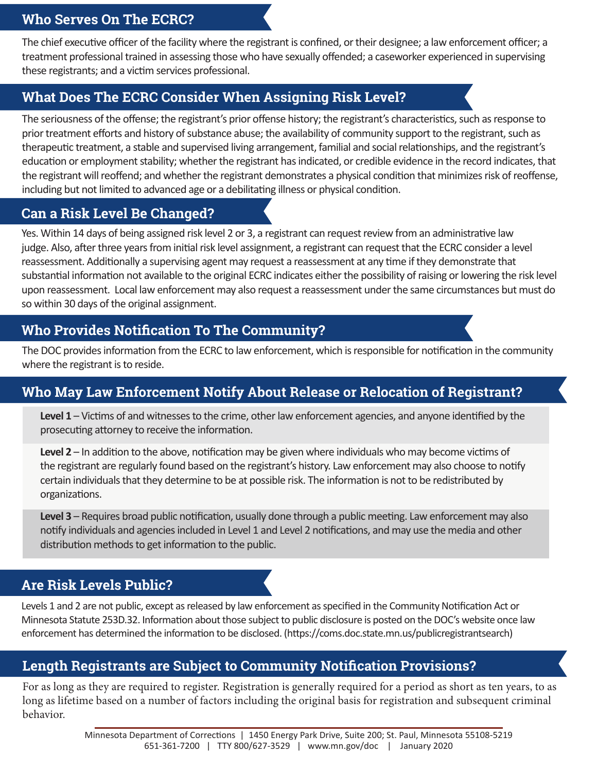## Who Serves On The ECRC?

The chief executive officer of the facility where the registrant is confined, or their designee; a law enforcement officer; a treatment professional trained in assessing those who have sexually offended; a caseworker experienced in supervising these registrants; and a victim services professional.

## What Does The ECRC Consider When Assigning Risk Level?

The seriousness of the offense; the registrant's prior offense history; the registrant's characteristics, such as response to prior treatment efforts and history of substance abuse; the availability of community support to the registrant, such as therapeutic treatment, a stable and supervised living arrangement, familial and social relationships, and the registrant's education or employment stability; whether the registrant has indicated, or credible evidence in the record indicates, that the registrant will reoffend; and whether the registrant demonstrates a physical condition that minimizes risk of reoffense, including but not limited to advanced age or a debilitating illness or physical condition.

## Can a Risk Level Be Changed?

Yes. Within 14 days of being assigned risk level 2 or 3, a registrant can request review from an administrative law judge. Also, after three years from initial risk level assignment, a registrant can request that the ECRC consider a level reassessment. Additionally a supervising agent may request a reassessment at any time if they demonstrate that substantial information not available to the original ECRC indicates either the possibility of raising or lowering the risk level upon reassessment. Local law enforcement may also request a reassessment under the same circumstances but must do so within 30 days of the original assignment.

## Who Provides Notification To The Community?

The DOC provides information from the ECRC to law enforcement, which is responsible for notification in the community where the registrant is to reside.

## Who May Law Enforcement Notify About Release or Relocation of Registrant?

**Level 1** – Victims of and witnesses to the crime, other law enforcement agencies, and anyone identified by the prosecuting attorney to receive the information.

**Level 2** – In addition to the above, notification may be given where individuals who may become victims of the registrant are regularly found based on the registrant's history. Law enforcement may also choose to notify certain individuals that they determine to be at possible risk. The information is not to be redistributed by organizations.

**Level 3** – Requires broad public notification, usually done through a public meeting. Law enforcement may also notify individuals and agencies included in Level 1 and Level 2 notifications, and may use the media and other distribution methods to get information to the public.

## Are Risk Levels Public?

Levels 1 and 2 are not public, except as released by law enforcement as specified in the Community Notification Act or Minnesota Statute 253D.32. Information about those subject to public disclosure is posted on the DOC's website once law enforcement has determined the information to be disclosed. (https://coms.doc.state.mn.us/publicregistrantsearch)

## Length Registrants are Subject to Community Notification Provisions?

For as long as they are required to register. Registration is generally required for a period as short as ten years, to as long as lifetime based on a number of factors including the original basis for registration and subsequent criminal behavior.

Minnesota Department of Corrections | 1450 Energy Park Drive, Suite 200; St. Paul, Minnesota 55108-5219
651-361-7200 | TTY 800/627-3529 | www.mn.gov/doc | January 2020